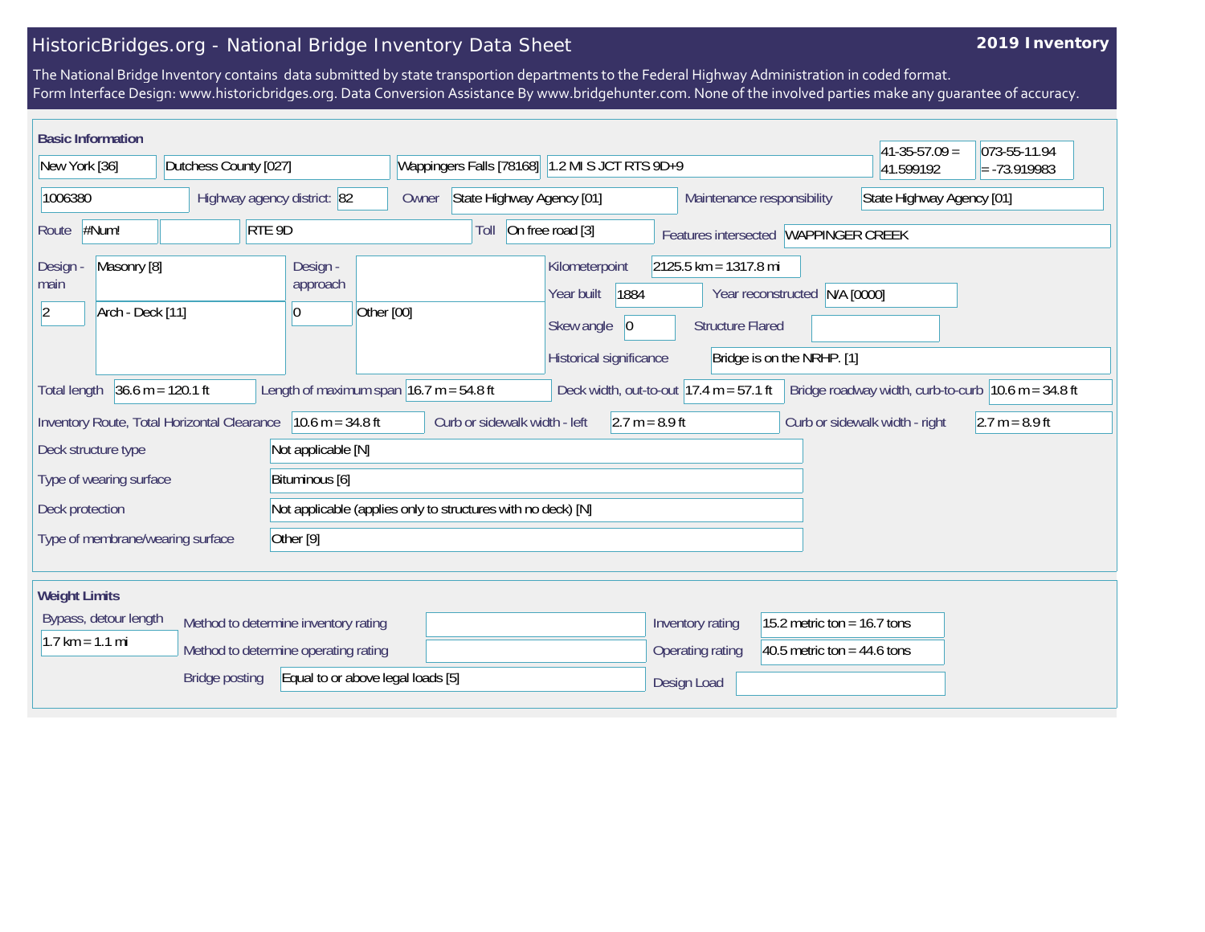# HistoricBridges.org - National Bridge Inventory Data Sheet

**2019 Inventory**

The National Bridge Inventory contains data submitted by state transportion departments to the Federal Highway Administration in coded format.
Form Interface Design: www.historicbridges.org. Data Conversion Assistance By www.bridgehunter.com. None of the involved parties make any guarantee of accuracy.

## Basic Information

| | |
|---|---|
| State | New York [36] |
| County | Dutchess County [027] |
| Place | Wappingers Falls [78168] |
| Location | 1.2 MI S JCT RTS 9D+9 |
| Latitude | 41-35-57.09 = 41.599192 |
| Longitude | 073-55-11.94 = -73.919983 |
| Structure number | 1006380 |
| Highway agency district | 82 |
| Owner | State Highway Agency [01] |
| Maintenance responsibility | State Highway Agency [01] |
| Route | #Num! |
| Route name | RTE 9D |
| Toll | On free road [3] |
| Features intersected | WAPPINGER CREEK |
| Design - main | Masonry [8] |
| Design - main (spans) | 2 |
| Design - main (type) | Arch - Deck [11] |
| Design - approach | |
| Design - approach (spans) | 0 |
| Design - approach (type) | Other [00] |
| Kilometerpoint | 2125.5 km = 1317.8 mi |
| Year built | 1884 |
| Year reconstructed | N/A [0000] |
| Skew angle | 0 |
| Structure Flared | |
| Historical significance | Bridge is on the NRHP. [1] |
| Total length | 36.6 m = 120.1 ft |
| Length of maximum span | 16.7 m = 54.8 ft |
| Deck width, out-to-out | 17.4 m = 57.1 ft |
| Bridge roadway width, curb-to-curb | 10.6 m = 34.8 ft |
| Inventory Route, Total Horizontal Clearance | 10.6 m = 34.8 ft |
| Curb or sidewalk width - left | 2.7 m = 8.9 ft |
| Curb or sidewalk width - right | 2.7 m = 8.9 ft |
| Deck structure type | Not applicable [N] |
| Type of wearing surface | Bituminous [6] |
| Deck protection | Not applicable (applies only to structures with no deck) [N] |
| Type of membrane/wearing surface | Other [9] |

## Weight Limits

| | |
|---|---|
| Bypass, detour length | 1.7 km = 1.1 mi |
| Method to determine inventory rating | |
| Method to determine operating rating | |
| Bridge posting | Equal to or above legal loads [5] |
| Inventory rating | 15.2 metric ton = 16.7 tons |
| Operating rating | 40.5 metric ton = 44.6 tons |
| Design Load | |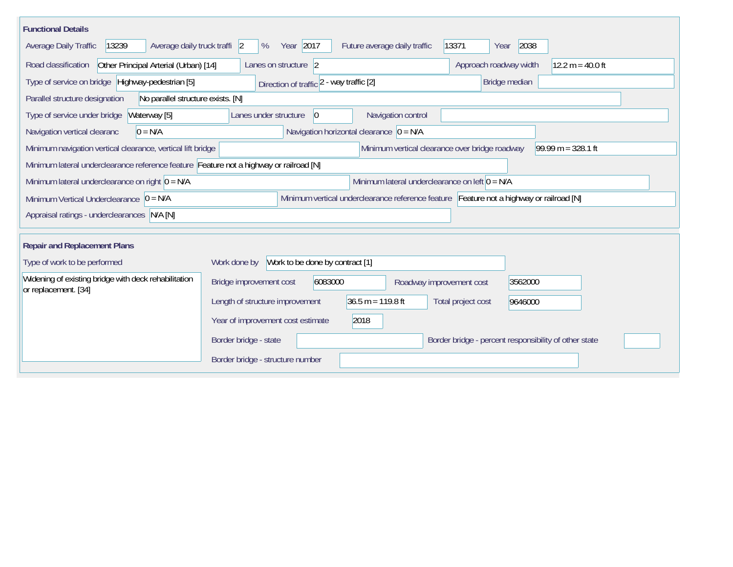## Functional Details

| Field | Value |
| --- | --- |
| Average Daily Traffic | 13239 |
| Average daily truck traffi | 2 % |
| Year | 2017 |
| Future average daily traffic | 13371 |
| Year | 2038 |
| Road classification | Other Principal Arterial (Urban) [14] |
| Lanes on structure | 2 |
| Approach roadway width | 12.2 m = 40.0 ft |
| Type of service on bridge | Highway-pedestrian [5] |
| Direction of traffic | 2 - way traffic [2] |
| Bridge median | |
| Parallel structure designation | No parallel structure exists. [N] |
| Type of service under bridge | Waterway [5] |
| Lanes under structure | 0 |
| Navigation control | |
| Navigation vertical clearanc | 0 = N/A |
| Navigation horizontal clearance | 0 = N/A |
| Minimum navigation vertical clearance, vertical lift bridge | |
| Minimum vertical clearance over bridge roadway | 99.99 m = 328.1 ft |
| Minimum lateral underclearance reference feature | Feature not a highway or railroad [N] |
| Minimum lateral underclearance on right | 0 = N/A |
| Minimum lateral underclearance on left | 0 = N/A |
| Minimum Vertical Underclearance | 0 = N/A |
| Minimum vertical underclearance reference feature | Feature not a highway or railroad [N] |
| Appraisal ratings - underclearances | N/A [N] |

## Repair and Replacement Plans

**Type of work to be performed**

Widening of existing bridge with deck rehabilitation or replacement. [34]

| Field | Value |
| --- | --- |
| Work done by | Work to be done by contract [1] |
| Bridge improvement cost | 6083000 |
| Roadway improvement cost | 3562000 |
| Length of structure improvement | 36.5 m = 119.8 ft |
| Total project cost | 9646000 |
| Year of improvement cost estimate | 2018 |
| Border bridge - state | |
| Border bridge - percent responsibility of other state | |
| Border bridge - structure number | |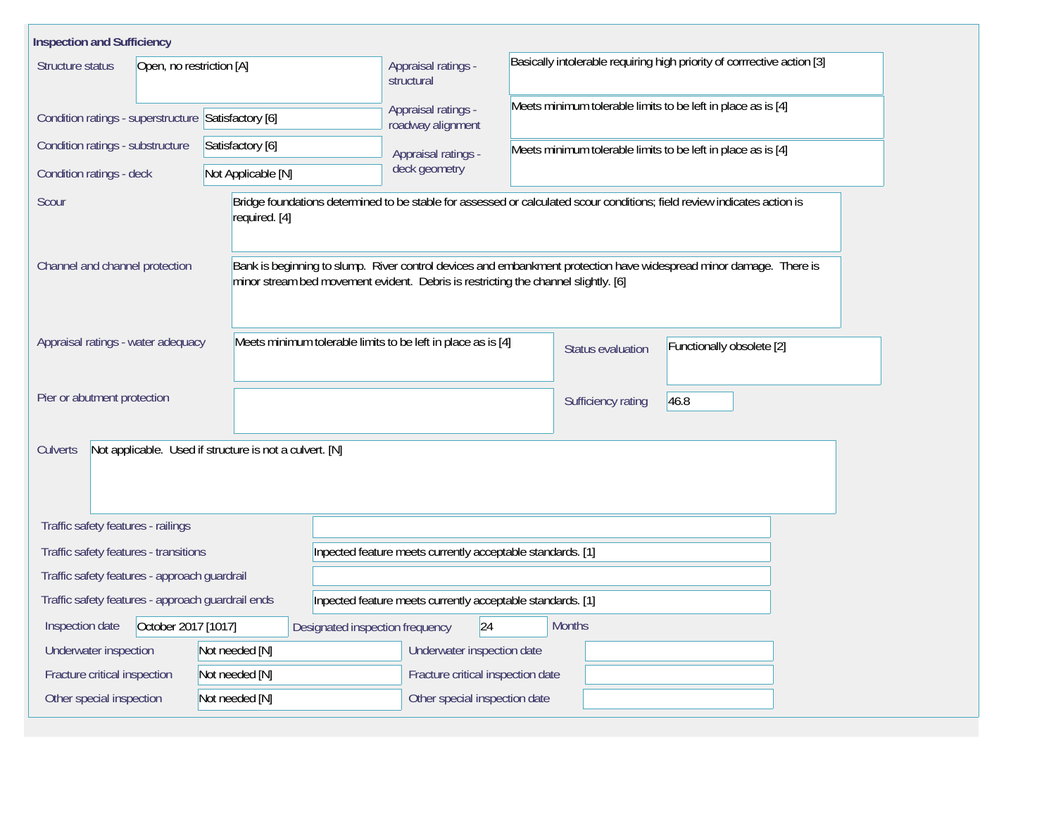## Inspection and Sufficiency

| Field | Value |
| --- | --- |
| Structure status | Open, no restriction [A] |
| Condition ratings - superstructure | Satisfactory [6] |
| Condition ratings - substructure | Satisfactory [6] |
| Condition ratings - deck | Not Applicable [N] |
| Appraisal ratings - structural | Basically intolerable requiring high priority of corrrective action [3] |
| Appraisal ratings - roadway alignment | Meets minimum tolerable limits to be left in place as is [4] |
| Appraisal ratings - deck geometry | Meets minimum tolerable limits to be left in place as is [4] |
| Scour | Bridge foundations determined to be stable for assessed or calculated scour conditions; field review indicates action is required. [4] |
| Channel and channel protection | Bank is beginning to slump. River control devices and embankment protection have widespread minor damage. There is minor stream bed movement evident. Debris is restricting the channel slightly. [6] |
| Appraisal ratings - water adequacy | Meets minimum tolerable limits to be left in place as is [4] |
| Status evaluation | Functionally obsolete [2] |
| Pier or abutment protection | |
| Sufficiency rating | 46.8 |
| Culverts | Not applicable. Used if structure is not a culvert. [N] |
| Traffic safety features - railings | |
| Traffic safety features - transitions | Inpected feature meets currently acceptable standards. [1] |
| Traffic safety features - approach guardrail | |
| Traffic safety features - approach guardrail ends | Inpected feature meets currently acceptable standards. [1] |
| Inspection date | October 2017 [1017] |
| Designated inspection frequency | 24 Months |

| Inspection | Status | Inspection | Date |
| --- | --- | --- | --- |
| Underwater inspection | Not needed [N] | Underwater inspection date | |
| Fracture critical inspection | Not needed [N] | Fracture critical inspection date | |
| Other special inspection | Not needed [N] | Other special inspection date | |